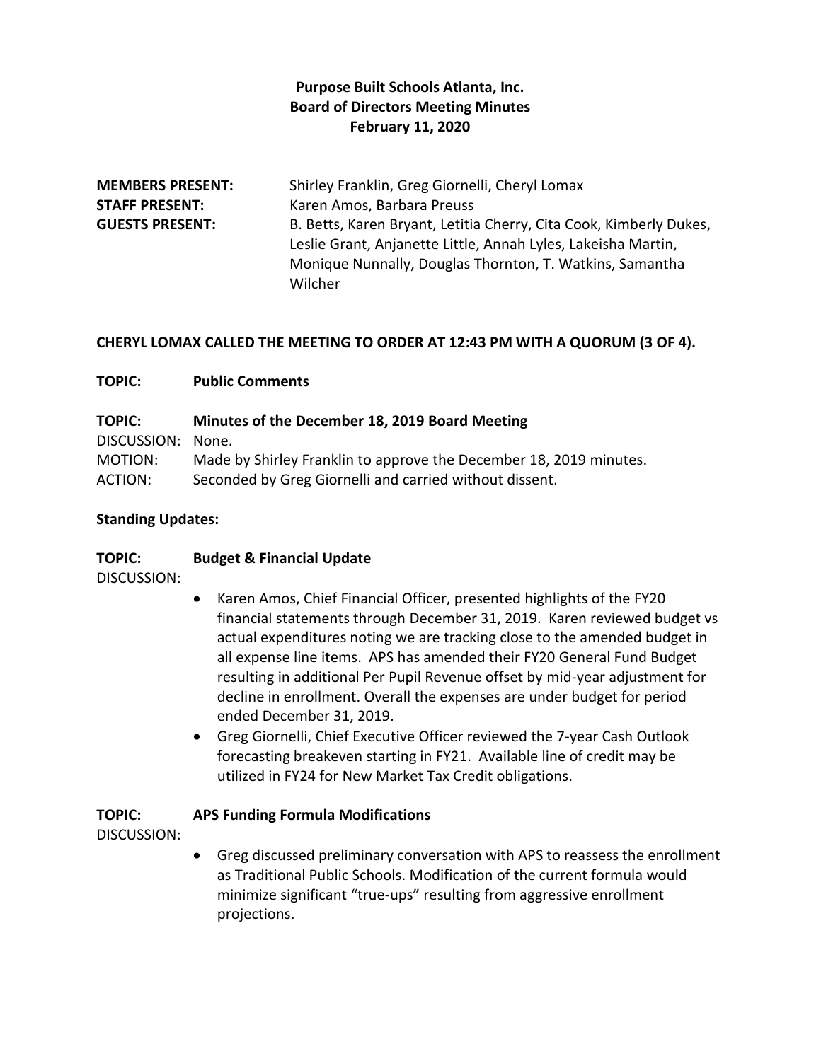**Purpose Built Schools Atlanta, Inc.**
**Board of Directors Meeting Minutes**
**February 11, 2020**

**MEMBERS PRESENT:** Shirley Franklin, Greg Giornelli, Cheryl Lomax
**STAFF PRESENT:** Karen Amos, Barbara Preuss
**GUESTS PRESENT:** B. Betts, Karen Bryant, Letitia Cherry, Cita Cook, Kimberly Dukes, Leslie Grant, Anjanette Little, Annah Lyles, Lakeisha Martin, Monique Nunnally, Douglas Thornton, T. Watkins, Samantha Wilcher

**CHERYL LOMAX CALLED THE MEETING TO ORDER AT 12:43 PM WITH A QUORUM (3 OF 4).**

**TOPIC: Public Comments**

**TOPIC: Minutes of the December 18, 2019 Board Meeting**
DISCUSSION: None.
MOTION: Made by Shirley Franklin to approve the December 18, 2019 minutes.
ACTION: Seconded by Greg Giornelli and carried without dissent.

**Standing Updates:**

**TOPIC: Budget & Financial Update**
DISCUSSION:

- Karen Amos, Chief Financial Officer, presented highlights of the FY20 financial statements through December 31, 2019. Karen reviewed budget vs actual expenditures noting we are tracking close to the amended budget in all expense line items. APS has amended their FY20 General Fund Budget resulting in additional Per Pupil Revenue offset by mid-year adjustment for decline in enrollment. Overall the expenses are under budget for period ended December 31, 2019.
- Greg Giornelli, Chief Executive Officer reviewed the 7-year Cash Outlook forecasting breakeven starting in FY21. Available line of credit may be utilized in FY24 for New Market Tax Credit obligations.

**TOPIC: APS Funding Formula Modifications**
DISCUSSION:

- Greg discussed preliminary conversation with APS to reassess the enrollment as Traditional Public Schools. Modification of the current formula would minimize significant "true-ups" resulting from aggressive enrollment projections.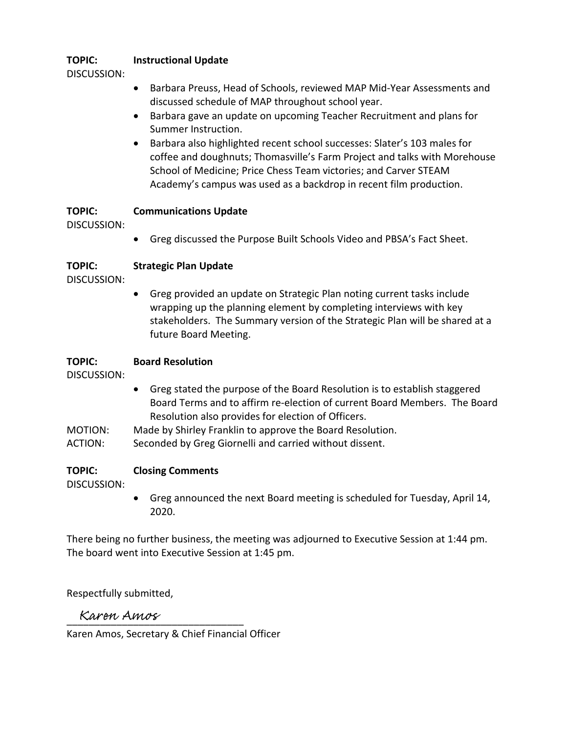**TOPIC:** **Instructional Update**

DISCUSSION:

- Barbara Preuss, Head of Schools, reviewed MAP Mid-Year Assessments and discussed schedule of MAP throughout school year.
- Barbara gave an update on upcoming Teacher Recruitment and plans for Summer Instruction.
- Barbara also highlighted recent school successes: Slater's 103 males for coffee and doughnuts; Thomasville's Farm Project and talks with Morehouse School of Medicine; Price Chess Team victories; and Carver STEAM Academy's campus was used as a backdrop in recent film production.

**TOPIC:** **Communications Update**

DISCUSSION:

- Greg discussed the Purpose Built Schools Video and PBSA's Fact Sheet.

**TOPIC:** **Strategic Plan Update**

DISCUSSION:

- Greg provided an update on Strategic Plan noting current tasks include wrapping up the planning element by completing interviews with key stakeholders. The Summary version of the Strategic Plan will be shared at a future Board Meeting.

**TOPIC:** **Board Resolution**

DISCUSSION:

- Greg stated the purpose of the Board Resolution is to establish staggered Board Terms and to affirm re-election of current Board Members. The Board Resolution also provides for election of Officers.

MOTION: Made by Shirley Franklin to approve the Board Resolution.

ACTION: Seconded by Greg Giornelli and carried without dissent.

**TOPIC:** **Closing Comments**

DISCUSSION:

- Greg announced the next Board meeting is scheduled for Tuesday, April 14, 2020.

There being no further business, the meeting was adjourned to Executive Session at 1:44 pm. The board went into Executive Session at 1:45 pm.

Respectfully submitted,

*Karen Amos*

Karen Amos, Secretary & Chief Financial Officer